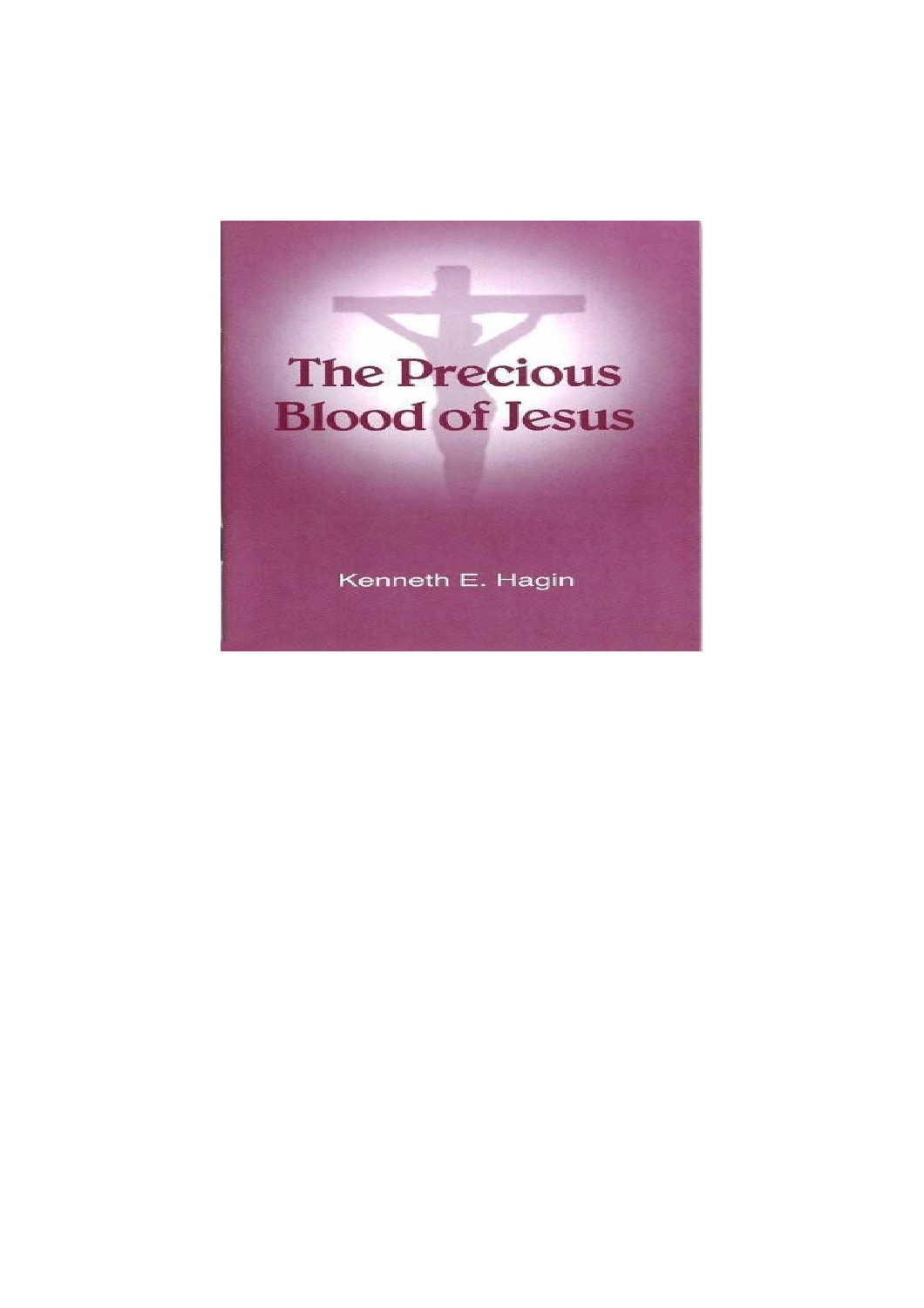# The Precious Blood of Jesus

Kenneth E. Hagin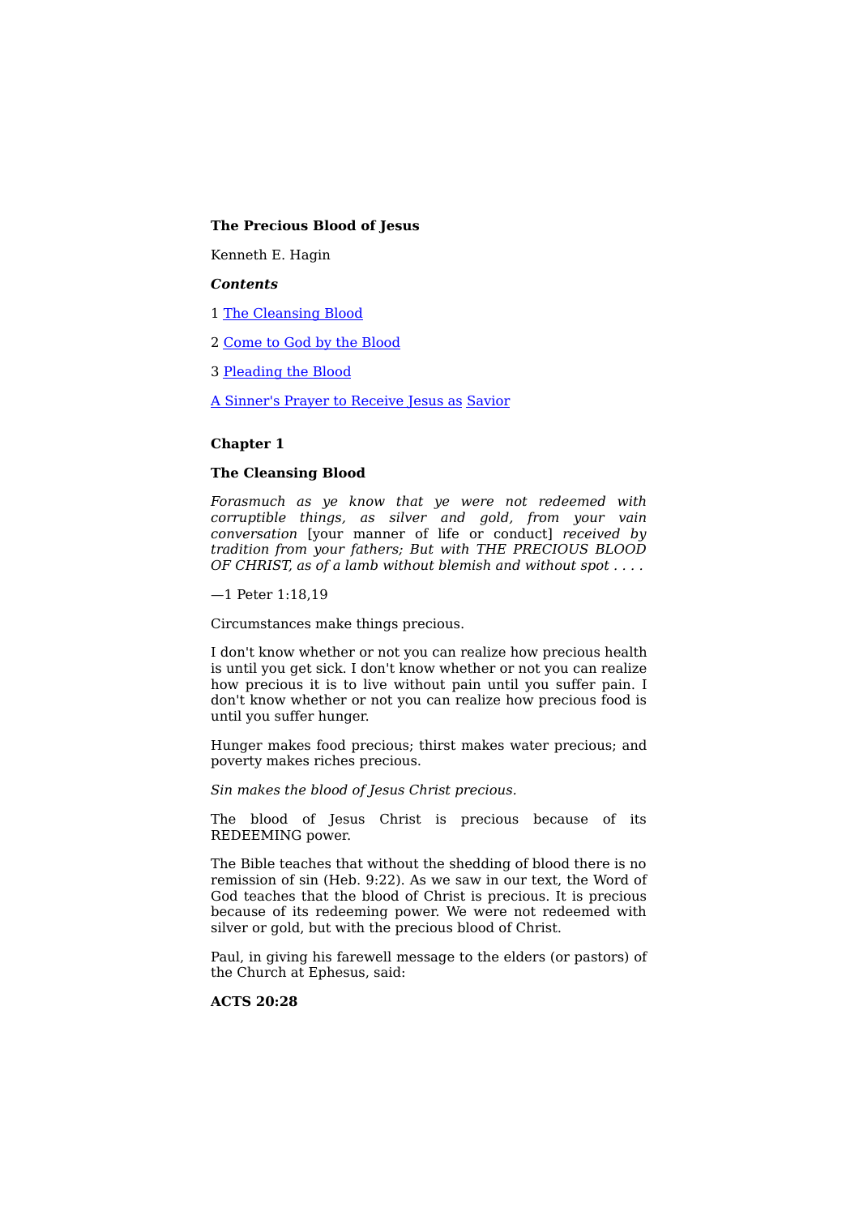**The Precious Blood of Jesus**

Kenneth E. Hagin

***Contents***

1 [The Cleansing Blood]

2 [Come to God by the Blood]

3 [Pleading the Blood]

[A Sinner's Prayer to Receive Jesus as Savior]

## Chapter 1

## The Cleansing Blood

*Forasmuch as ye know that ye were not redeemed with corruptible things, as silver and gold, from your vain conversation* [your manner of life or conduct] *received by tradition from your fathers; But with THE PRECIOUS BLOOD OF CHRIST, as of a lamb without blemish and without spot . . . .*

—1 Peter 1:18,19

Circumstances make things precious.

I don't know whether or not you can realize how precious health is until you get sick. I don't know whether or not you can realize how precious it is to live without pain until you suffer pain. I don't know whether or not you can realize how precious food is until you suffer hunger.

Hunger makes food precious; thirst makes water precious; and poverty makes riches precious.

*Sin makes the blood of Jesus Christ precious.*

The blood of Jesus Christ is precious because of its REDEEMING power.

The Bible teaches that without the shedding of blood there is no remission of sin (Heb. 9:22). As we saw in our text, the Word of God teaches that the blood of Christ is precious. It is precious because of its redeeming power. We were not redeemed with silver or gold, but with the precious blood of Christ.

Paul, in giving his farewell message to the elders (or pastors) of the Church at Ephesus, said:

**ACTS 20:28**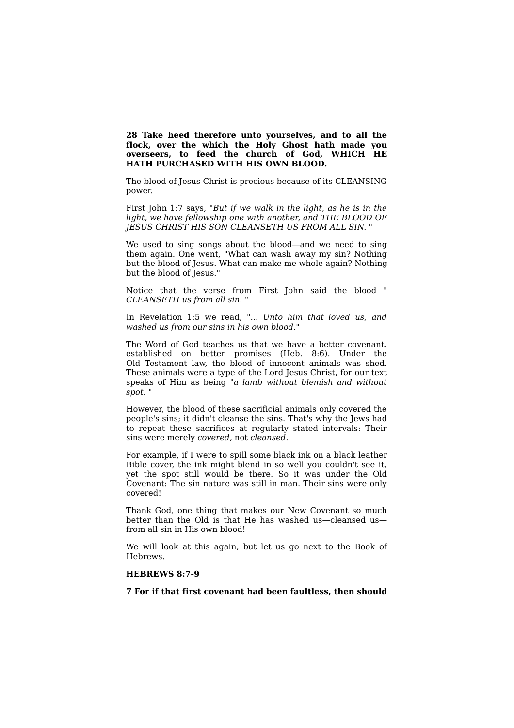**28 Take heed therefore unto yourselves, and to all the flock, over the which the Holy Ghost hath made you overseers, to feed the church of God, WHICH HE HATH PURCHASED WITH HIS OWN BLOOD.**

The blood of Jesus Christ is precious because of its CLEANSING power.

First John 1:7 says, "*But if we walk in the light, as he is in the light, we have fellowship one with another, and THE BLOOD OF JESUS CHRIST HIS SON CLEANSETH US FROM ALL SIN.* "

We used to sing songs about the blood—and we need to sing them again. One went, "What can wash away my sin? Nothing but the blood of Jesus. What can make me whole again? Nothing but the blood of Jesus."

Notice that the verse from First John said the blood " *CLEANSETH us from all sin.* "

In Revelation 1:5 we read, "*... Unto him that loved us, and washed us from our sins in his own blood.*"

The Word of God teaches us that we have a better covenant, established on better promises (Heb. 8:6). Under the Old Testament law, the blood of innocent animals was shed. These animals were a type of the Lord Jesus Christ, for our text speaks of Him as being "*a lamb without blemish and without spot.* "

However, the blood of these sacrificial animals only covered the people's sins; it didn't cleanse the sins. That's why the Jews had to repeat these sacrifices at regularly stated intervals: Their sins were merely *covered,* not *cleansed.*

For example, if I were to spill some black ink on a black leather Bible cover, the ink might blend in so well you couldn't see it, yet the spot still would be there. So it was under the Old Covenant: The sin nature was still in man. Their sins were only covered!

Thank God, one thing that makes our New Covenant so much better than the Old is that He has washed us—cleansed us—from all sin in His own blood!

We will look at this again, but let us go next to the Book of Hebrews.

**HEBREWS 8:7-9**

**7 For if that first covenant had been faultless, then should**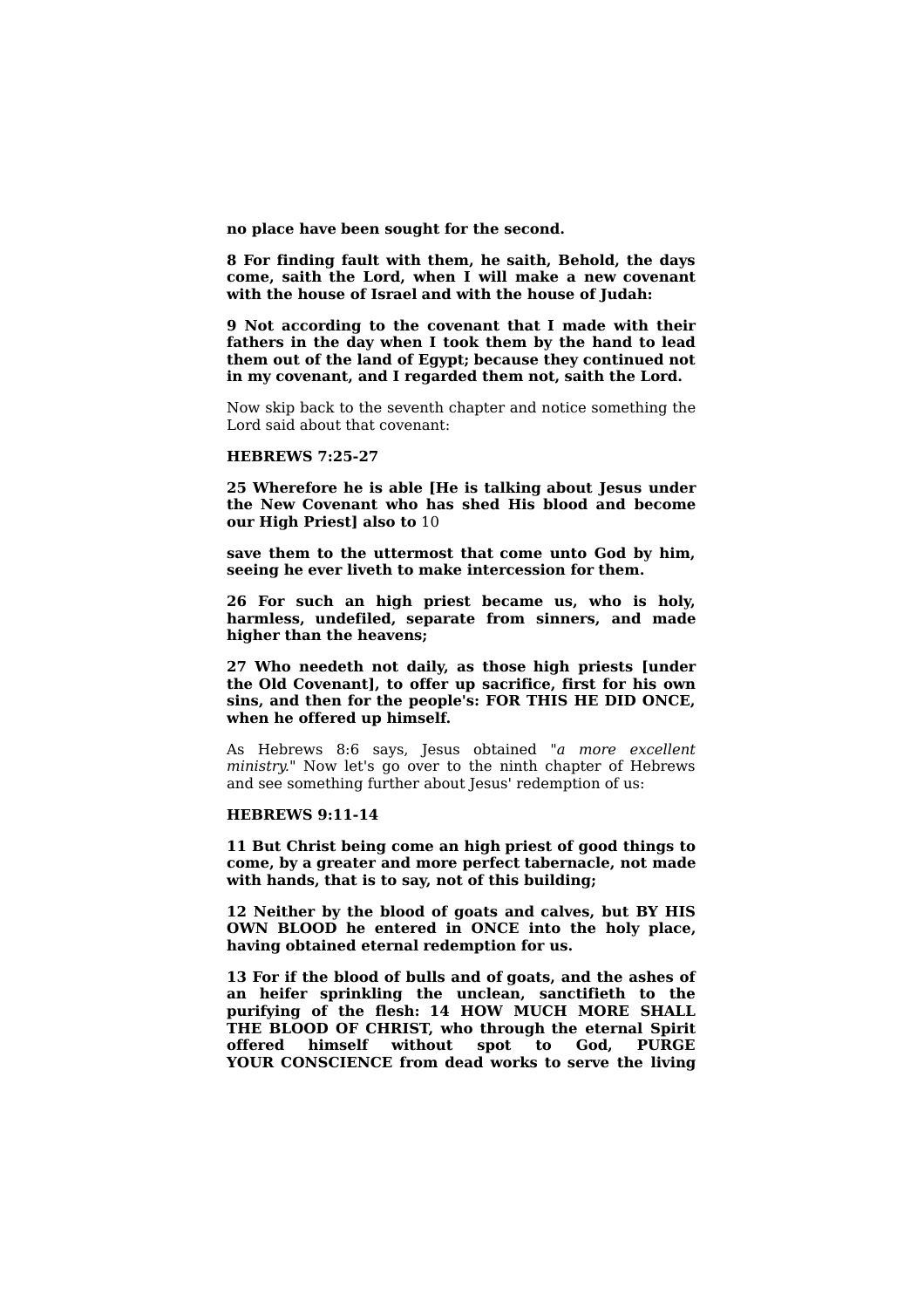**no place have been sought for the second.**

**8 For finding fault with them, he saith, Behold, the days come, saith the Lord, when I will make a new covenant with the house of Israel and with the house of Judah:**

**9 Not according to the covenant that I made with their fathers in the day when I took them by the hand to lead them out of the land of Egypt; because they continued not in my covenant, and I regarded them not, saith the Lord.**

Now skip back to the seventh chapter and notice something the Lord said about that covenant:

**HEBREWS 7:25-27**

**25 Wherefore he is able [He is talking about Jesus under the New Covenant who has shed His blood and become our High Priest] also to** 10

**save them to the uttermost that come unto God by him, seeing he ever liveth to make intercession for them.**

**26 For such an high priest became us, who is holy, harmless, undefiled, separate from sinners, and made higher than the heavens;**

**27 Who needeth not daily, as those high priests [under the Old Covenant], to offer up sacrifice, first for his own sins, and then for the people's: FOR THIS HE DID ONCE, when he offered up himself.**

As Hebrews 8:6 says, Jesus obtained "*a more excellent ministry*." Now let's go over to the ninth chapter of Hebrews and see something further about Jesus' redemption of us:

**HEBREWS 9:11-14**

**11 But Christ being come an high priest of good things to come, by a greater and more perfect tabernacle, not made with hands, that is to say, not of this building;**

**12 Neither by the blood of goats and calves, but BY HIS OWN BLOOD he entered in ONCE into the holy place, having obtained eternal redemption for us.**

**13 For if the blood of bulls and of goats, and the ashes of an heifer sprinkling the unclean, sanctifieth to the purifying of the flesh: 14 HOW MUCH MORE SHALL THE BLOOD OF CHRIST, who through the eternal Spirit offered himself without spot to God, PURGE YOUR CONSCIENCE from dead works to serve the living**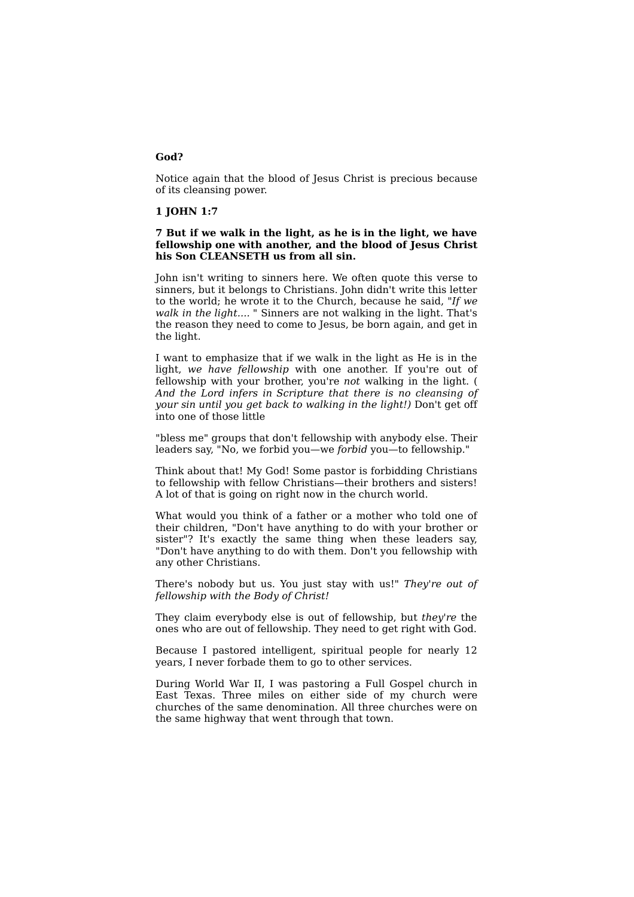**God?**

Notice again that the blood of Jesus Christ is precious because of its cleansing power.

**1 JOHN 1:7**

**7 But if we walk in the light, as he is in the light, we have fellowship one with another, and the blood of Jesus Christ his Son CLEANSETH us from all sin.**

John isn't writing to sinners here. We often quote this verse to sinners, but it belongs to Christians. John didn't write this letter to the world; he wrote it to the Church, because he said, "*If we walk in the light....* " Sinners are not walking in the light. That's the reason they need to come to Jesus, be born again, and get in the light.

I want to emphasize that if we walk in the light as He is in the light, *we have fellowship* with one another. If you're out of fellowship with your brother, you're *not* walking in the light. ( *And the Lord infers in Scripture that there is no cleansing of your sin until you get back to walking in the light!)* Don't get off into one of those little

"bless me" groups that don't fellowship with anybody else. Their leaders say, "No, we forbid you—we *forbid* you—to fellowship."

Think about that! My God! Some pastor is forbidding Christians to fellowship with fellow Christians—their brothers and sisters! A lot of that is going on right now in the church world.

What would you think of a father or a mother who told one of their children, "Don't have anything to do with your brother or sister"? It's exactly the same thing when these leaders say, "Don't have anything to do with them. Don't you fellowship with any other Christians.

There's nobody but us. You just stay with us!" *They're out of fellowship with the Body of Christ!*

They claim everybody else is out of fellowship, but *they're* the ones who are out of fellowship. They need to get right with God.

Because I pastored intelligent, spiritual people for nearly 12 years, I never forbade them to go to other services.

During World War II, I was pastoring a Full Gospel church in East Texas. Three miles on either side of my church were churches of the same denomination. All three churches were on the same highway that went through that town.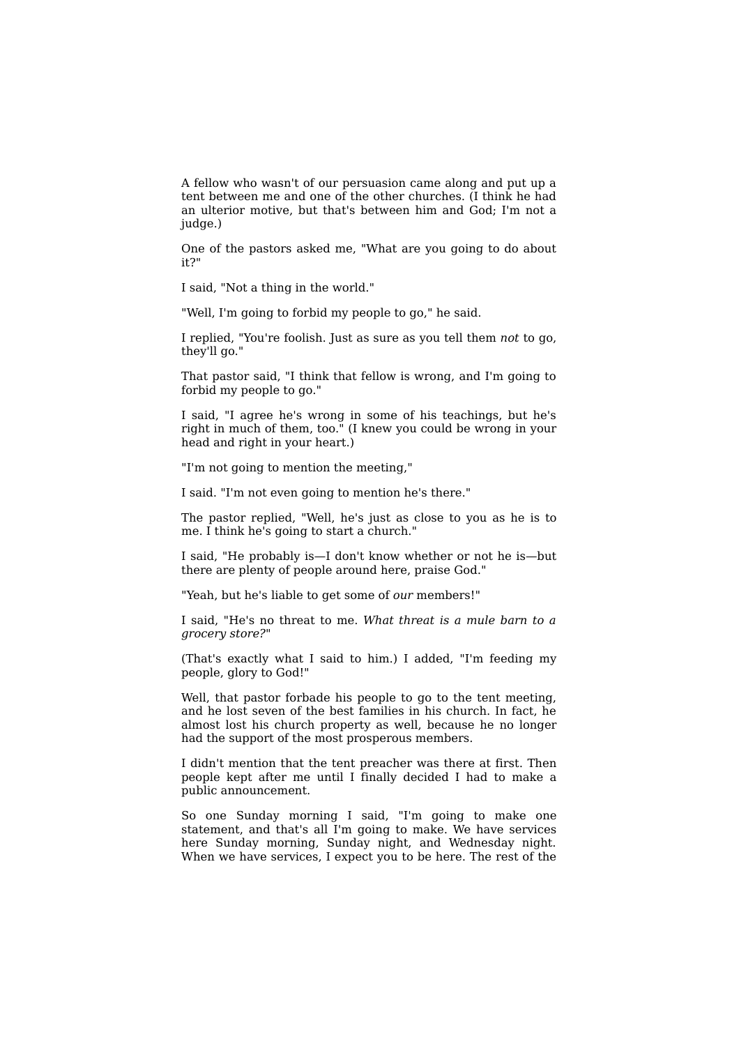A fellow who wasn't of our persuasion came along and put up a tent between me and one of the other churches. (I think he had an ulterior motive, but that's between him and God; I'm not a judge.)

One of the pastors asked me, "What are you going to do about it?"

I said, "Not a thing in the world."

"Well, I'm going to forbid my people to go," he said.

I replied, "You're foolish. Just as sure as you tell them *not* to go, they'll go."

That pastor said, "I think that fellow is wrong, and I'm going to forbid my people to go."

I said, "I agree he's wrong in some of his teachings, but he's right in much of them, too." (I knew you could be wrong in your head and right in your heart.)

"I'm not going to mention the meeting,"

I said. "I'm not even going to mention he's there."

The pastor replied, "Well, he's just as close to you as he is to me. I think he's going to start a church."

I said, "He probably is—I don't know whether or not he is—but there are plenty of people around here, praise God."

"Yeah, but he's liable to get some of *our* members!"

I said, "He's no threat to me. *What threat is a mule barn to a grocery store?*"

(That's exactly what I said to him.) I added, "I'm feeding my people, glory to God!"

Well, that pastor forbade his people to go to the tent meeting, and he lost seven of the best families in his church. In fact, he almost lost his church property as well, because he no longer had the support of the most prosperous members.

I didn't mention that the tent preacher was there at first. Then people kept after me until I finally decided I had to make a public announcement.

So one Sunday morning I said, "I'm going to make one statement, and that's all I'm going to make. We have services here Sunday morning, Sunday night, and Wednesday night. When we have services, I expect you to be here. The rest of the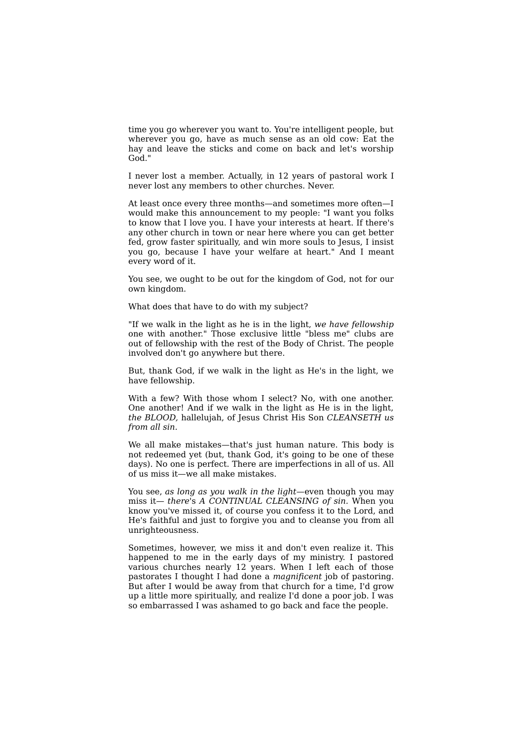time you go wherever you want to. You're intelligent people, but wherever you go, have as much sense as an old cow: Eat the hay and leave the sticks and come on back and let's worship God."

I never lost a member. Actually, in 12 years of pastoral work I never lost any members to other churches. Never.

At least once every three months—and sometimes more often—I would make this announcement to my people: "I want you folks to know that I love you. I have your interests at heart. If there's any other church in town or near here where you can get better fed, grow faster spiritually, and win more souls to Jesus, I insist you go, because I have your welfare at heart." And I meant every word of it.

You see, we ought to be out for the kingdom of God, not for our own kingdom.

What does that have to do with my subject?

"If we walk in the light as he is in the light, *we have fellowship* one with another." Those exclusive little "bless me" clubs are out of fellowship with the rest of the Body of Christ. The people involved don't go anywhere but there.

But, thank God, if we walk in the light as He's in the light, we have fellowship.

With a few? With those whom I select? No, with one another. One another! And if we walk in the light as He is in the light, *the BLOOD,* hallelujah, of Jesus Christ His Son *CLEANSETH us from all sin.*

We all make mistakes—that's just human nature. This body is not redeemed yet (but, thank God, it's going to be one of these days). No one is perfect. There are imperfections in all of us. All of us miss it—we all make mistakes.

You see, *as long as you walk in the light*—even though you may miss it— *there*'s *A CONTINUAL CLEANSING of sin.* When you know you've missed it, of course you confess it to the Lord, and He's faithful and just to forgive you and to cleanse you from all unrighteousness.

Sometimes, however, we miss it and don't even realize it. This happened to me in the early days of my ministry. I pastored various churches nearly 12 years. When I left each of those pastorates I thought I had done a *magnificent* job of pastoring. But after I would be away from that church for a time, I'd grow up a little more spiritually, and realize I'd done a poor job. I was so embarrassed I was ashamed to go back and face the people.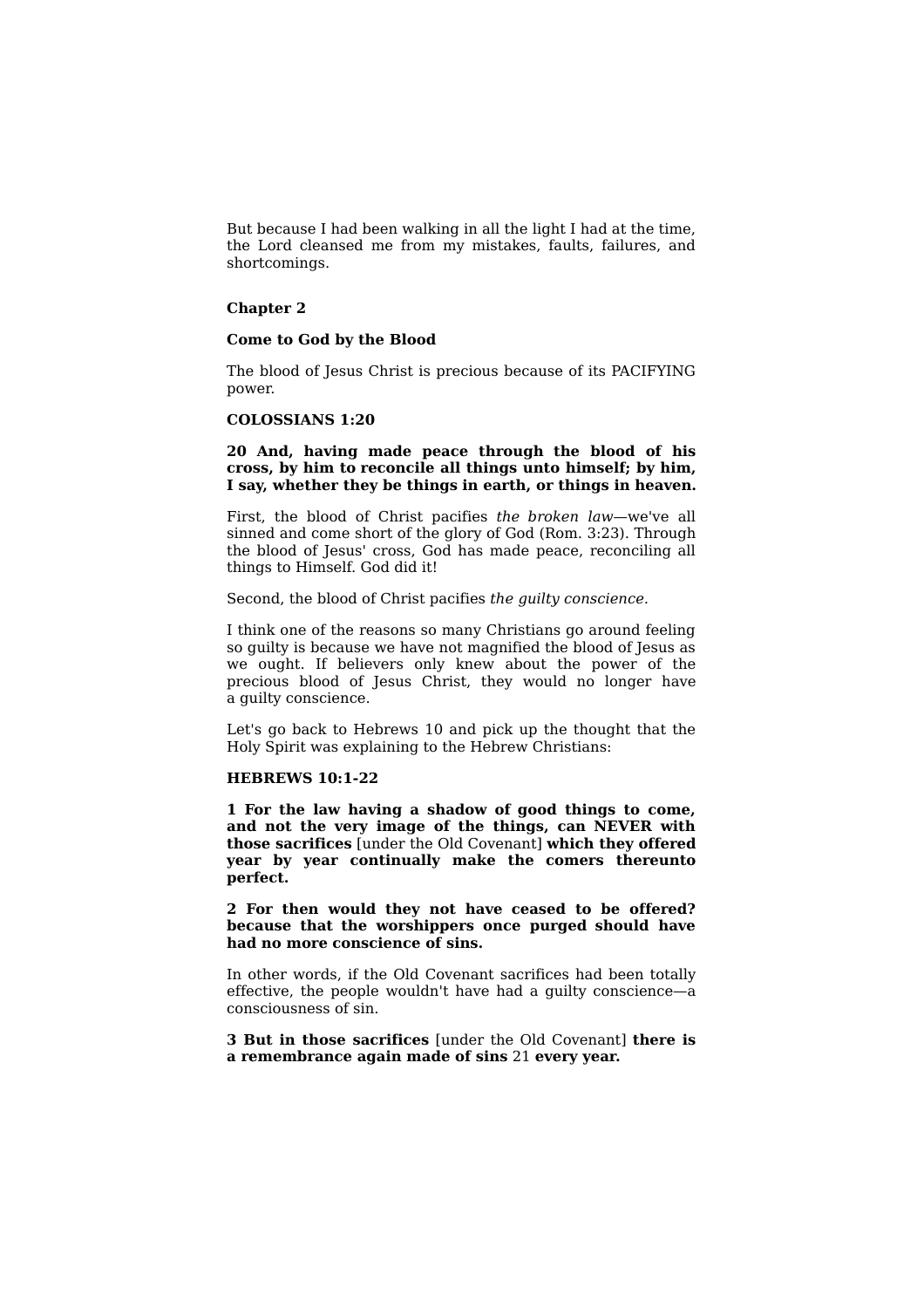But because I had been walking in all the light I had at the time, the Lord cleansed me from my mistakes, faults, failures, and shortcomings.

## Chapter 2

### Come to God by the Blood

The blood of Jesus Christ is precious because of its PACIFYING power.

**COLOSSIANS 1:20**

**20 And, having made peace through the blood of his cross, by him to reconcile all things unto himself; by him, I say, whether they be things in earth, or things in heaven.**

First, the blood of Christ pacifies *the broken law*—we've all sinned and come short of the glory of God (Rom. 3:23). Through the blood of Jesus' cross, God has made peace, reconciling all things to Himself. God did it!

Second, the blood of Christ pacifies *the guilty conscience.*

I think one of the reasons so many Christians go around feeling so guilty is because we have not magnified the blood of Jesus as we ought. If believers only knew about the power of the precious blood of Jesus Christ, they would no longer have a guilty conscience.

Let's go back to Hebrews 10 and pick up the thought that the Holy Spirit was explaining to the Hebrew Christians:

**HEBREWS 10:1-22**

**1 For the law having a shadow of good things to come, and not the very image of the things, can NEVER with those sacrifices** [under the Old Covenant] **which they offered year by year continually make the comers thereunto perfect.**

**2 For then would they not have ceased to be offered? because that the worshippers once purged should have had no more conscience of sins.**

In other words, if the Old Covenant sacrifices had been totally effective, the people wouldn't have had a guilty conscience—a consciousness of sin.

**3 But in those sacrifices** [under the Old Covenant] **there is a remembrance again made of sins** 21 **every year.**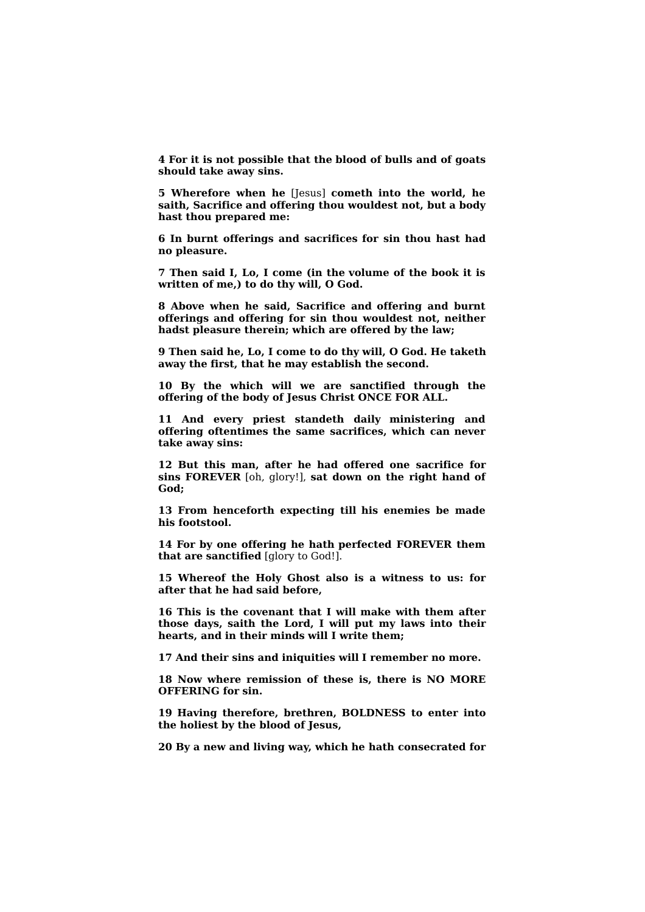**4 For it is not possible that the blood of bulls and of goats should take away sins.**

**5 Wherefore when he** [Jesus] **cometh into the world, he saith, Sacrifice and offering thou wouldest not, but a body hast thou prepared me:**

**6 In burnt offerings and sacrifices for sin thou hast had no pleasure.**

**7 Then said I, Lo, I come (in the volume of the book it is written of me,) to do thy will, O God.**

**8 Above when he said, Sacrifice and offering and burnt offerings and offering for sin thou wouldest not, neither hadst pleasure therein; which are offered by the law;**

**9 Then said he, Lo, I come to do thy will, O God. He taketh away the first, that he may establish the second.**

**10 By the which will we are sanctified through the offering of the body of Jesus Christ ONCE FOR ALL.**

**11 And every priest standeth daily ministering and offering oftentimes the same sacrifices, which can never take away sins:**

**12 But this man, after he had offered one sacrifice for sins FOREVER** [oh, glory!], **sat down on the right hand of God;**

**13 From henceforth expecting till his enemies be made his footstool.**

**14 For by one offering he hath perfected FOREVER them that are sanctified** [glory to God!].

**15 Whereof the Holy Ghost also is a witness to us: for after that he had said before,**

**16 This is the covenant that I will make with them after those days, saith the Lord, I will put my laws into their hearts, and in their minds will I write them;**

**17 And their sins and iniquities will I remember no more.**

**18 Now where remission of these is, there is NO MORE OFFERING for sin.**

**19 Having therefore, brethren, BOLDNESS to enter into the holiest by the blood of Jesus,**

**20 By a new and living way, which he hath consecrated for**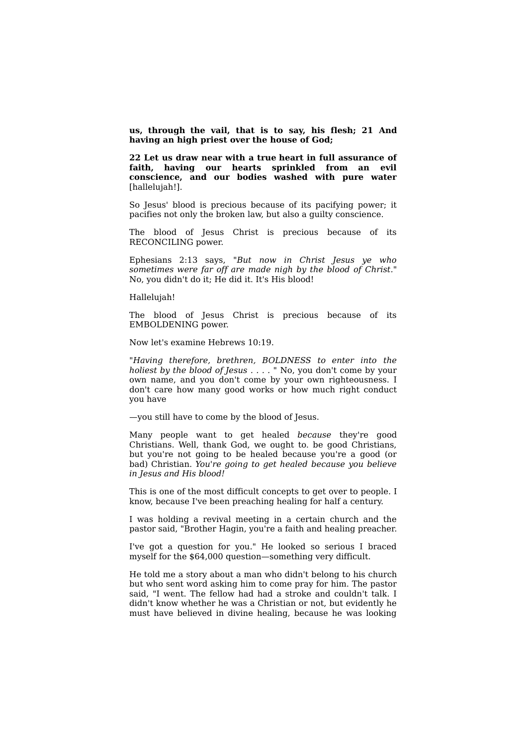**us, through the vail, that is to say, his flesh; 21 And having an high priest over the house of God;**

**22 Let us draw near with a true heart in full assurance of faith, having our hearts sprinkled from an evil conscience, and our bodies washed with pure water** [hallelujah!].

So Jesus' blood is precious because of its pacifying power; it pacifies not only the broken law, but also a guilty conscience.

The blood of Jesus Christ is precious because of its RECONCILING power.

Ephesians 2:13 says, "*But now in Christ Jesus ye who sometimes were far off are made nigh by the blood of Christ.*" No, you didn't do it; He did it. It's His blood!

Hallelujah!

The blood of Jesus Christ is precious because of its EMBOLDENING power.

Now let's examine Hebrews 10:19.

"*Having therefore, brethren, BOLDNESS to enter into the holiest by the blood of Jesus . . . .* " No, you don't come by your own name, and you don't come by your own righteousness. I don't care how many good works or how much right conduct you have

—you still have to come by the blood of Jesus.

Many people want to get healed *because* they're good Christians. Well, thank God, we ought to. be good Christians, but you're not going to be healed because you're a good (or bad) Christian. *You're going to get healed because you believe in Jesus and His blood!*

This is one of the most difficult concepts to get over to people. I know, because I've been preaching healing for half a century.

I was holding a revival meeting in a certain church and the pastor said, "Brother Hagin, you're a faith and healing preacher.

I've got a question for you." He looked so serious I braced myself for the $64,000 question—something very difficult.

He told me a story about a man who didn't belong to his church but who sent word asking him to come pray for him. The pastor said, "I went. The fellow had had a stroke and couldn't talk. I didn't know whether he was a Christian or not, but evidently he must have believed in divine healing, because he was looking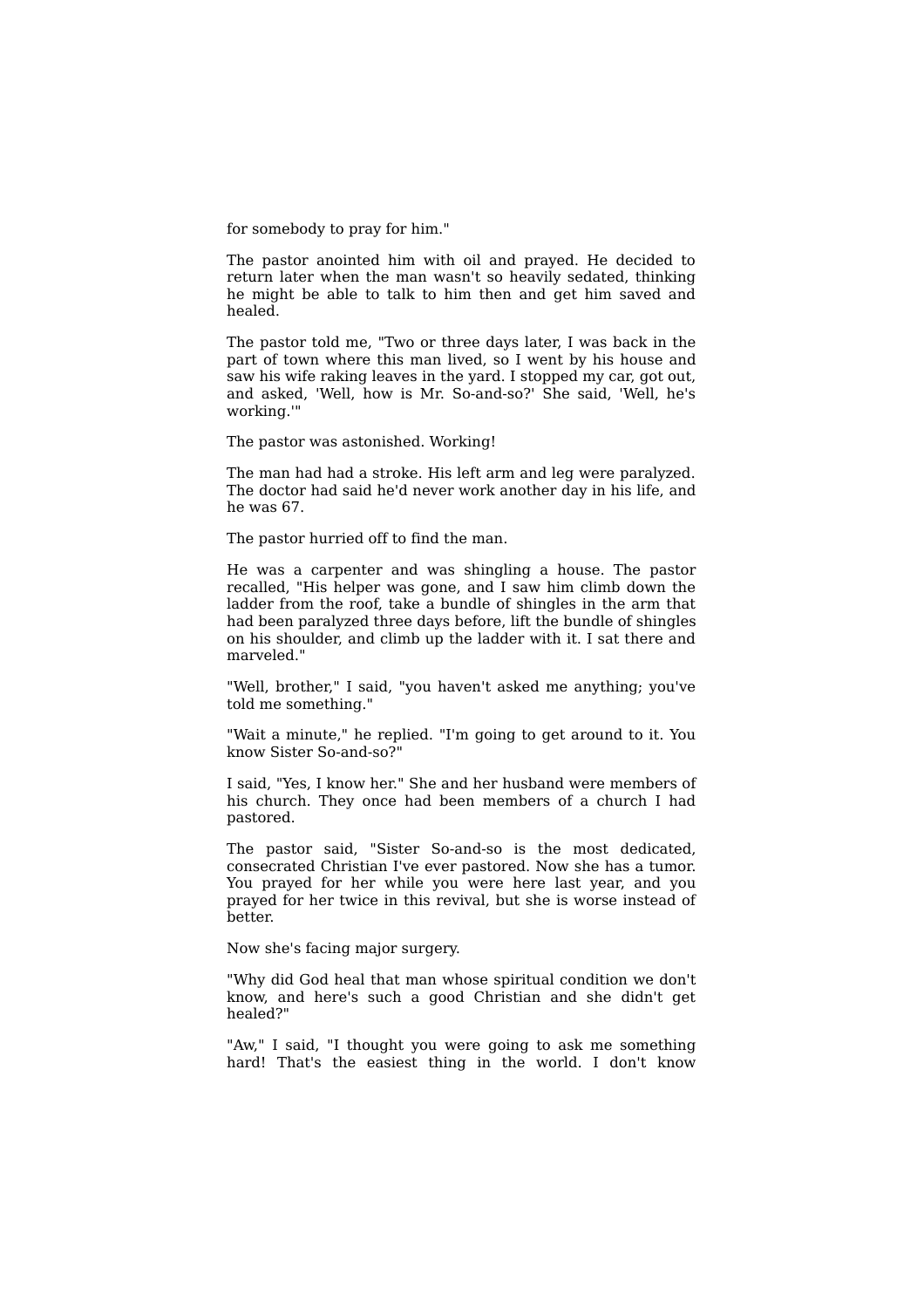for somebody to pray for him."

The pastor anointed him with oil and prayed. He decided to return later when the man wasn't so heavily sedated, thinking he might be able to talk to him then and get him saved and healed.

The pastor told me, "Two or three days later, I was back in the part of town where this man lived, so I went by his house and saw his wife raking leaves in the yard. I stopped my car, got out, and asked, 'Well, how is Mr. So-and-so?' She said, 'Well, he's working.'"

The pastor was astonished. Working!

The man had had a stroke. His left arm and leg were paralyzed. The doctor had said he'd never work another day in his life, and he was 67.

The pastor hurried off to find the man.

He was a carpenter and was shingling a house. The pastor recalled, "His helper was gone, and I saw him climb down the ladder from the roof, take a bundle of shingles in the arm that had been paralyzed three days before, lift the bundle of shingles on his shoulder, and climb up the ladder with it. I sat there and marveled."

"Well, brother," I said, "you haven't asked me anything; you've told me something."

"Wait a minute," he replied. "I'm going to get around to it. You know Sister So-and-so?"

I said, "Yes, I know her." She and her husband were members of his church. They once had been members of a church I had pastored.

The pastor said, "Sister So-and-so is the most dedicated, consecrated Christian I've ever pastored. Now she has a tumor. You prayed for her while you were here last year, and you prayed for her twice in this revival, but she is worse instead of better.

Now she's facing major surgery.

"Why did God heal that man whose spiritual condition we don't know, and here's such a good Christian and she didn't get healed?"

"Aw," I said, "I thought you were going to ask me something hard! That's the easiest thing in the world. I don't know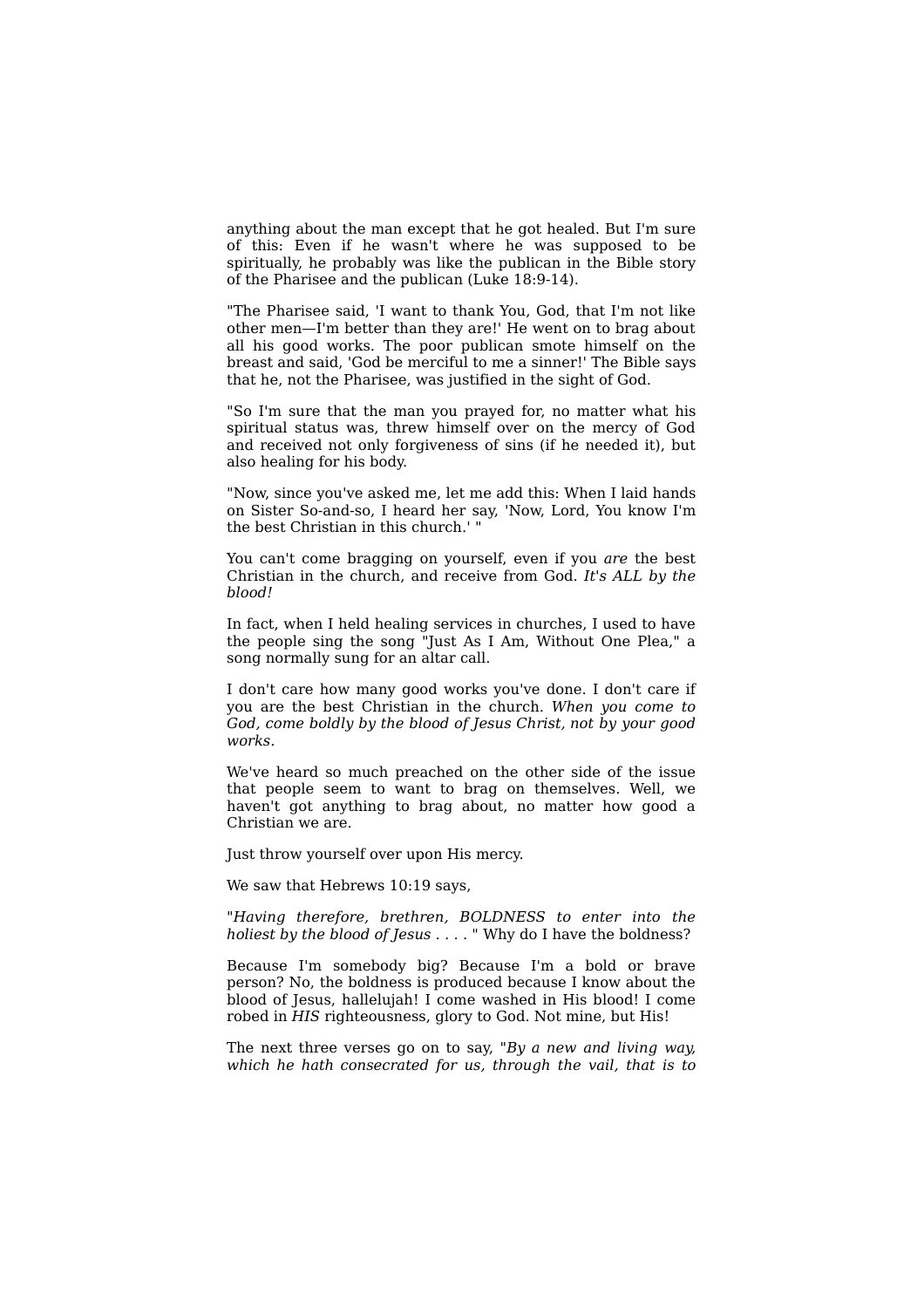anything about the man except that he got healed. But I'm sure of this: Even if he wasn't where he was supposed to be spiritually, he probably was like the publican in the Bible story of the Pharisee and the publican (Luke 18:9-14).

"The Pharisee said, 'I want to thank You, God, that I'm not like other men—I'm better than they are!' He went on to brag about all his good works. The poor publican smote himself on the breast and said, 'God be merciful to me a sinner!' The Bible says that he, not the Pharisee, was justified in the sight of God.

"So I'm sure that the man you prayed for, no matter what his spiritual status was, threw himself over on the mercy of God and received not only forgiveness of sins (if he needed it), but also healing for his body.

"Now, since you've asked me, let me add this: When I laid hands on Sister So-and-so, I heard her say, 'Now, Lord, You know I'm the best Christian in this church.' "

You can't come bragging on yourself, even if you *are* the best Christian in the church, and receive from God. *It's ALL by the blood!*

In fact, when I held healing services in churches, I used to have the people sing the song "Just As I Am, Without One Plea," a song normally sung for an altar call.

I don't care how many good works you've done. I don't care if you are the best Christian in the church. *When you come to God, come boldly by the blood of Jesus Christ, not by your good works.*

We've heard so much preached on the other side of the issue that people seem to want to brag on themselves. Well, we haven't got anything to brag about, no matter how good a Christian we are.

Just throw yourself over upon His mercy.

We saw that Hebrews 10:19 says,

"*Having therefore, brethren, BOLDNESS to enter into the holiest by the blood of Jesus . . . .* " Why do I have the boldness?

Because I'm somebody big? Because I'm a bold or brave person? No, the boldness is produced because I know about the blood of Jesus, hallelujah! I come washed in His blood! I come robed in *HIS* righteousness, glory to God. Not mine, but His!

The next three verses go on to say, "*By a new and living way, which he hath consecrated for us, through the vail, that is to*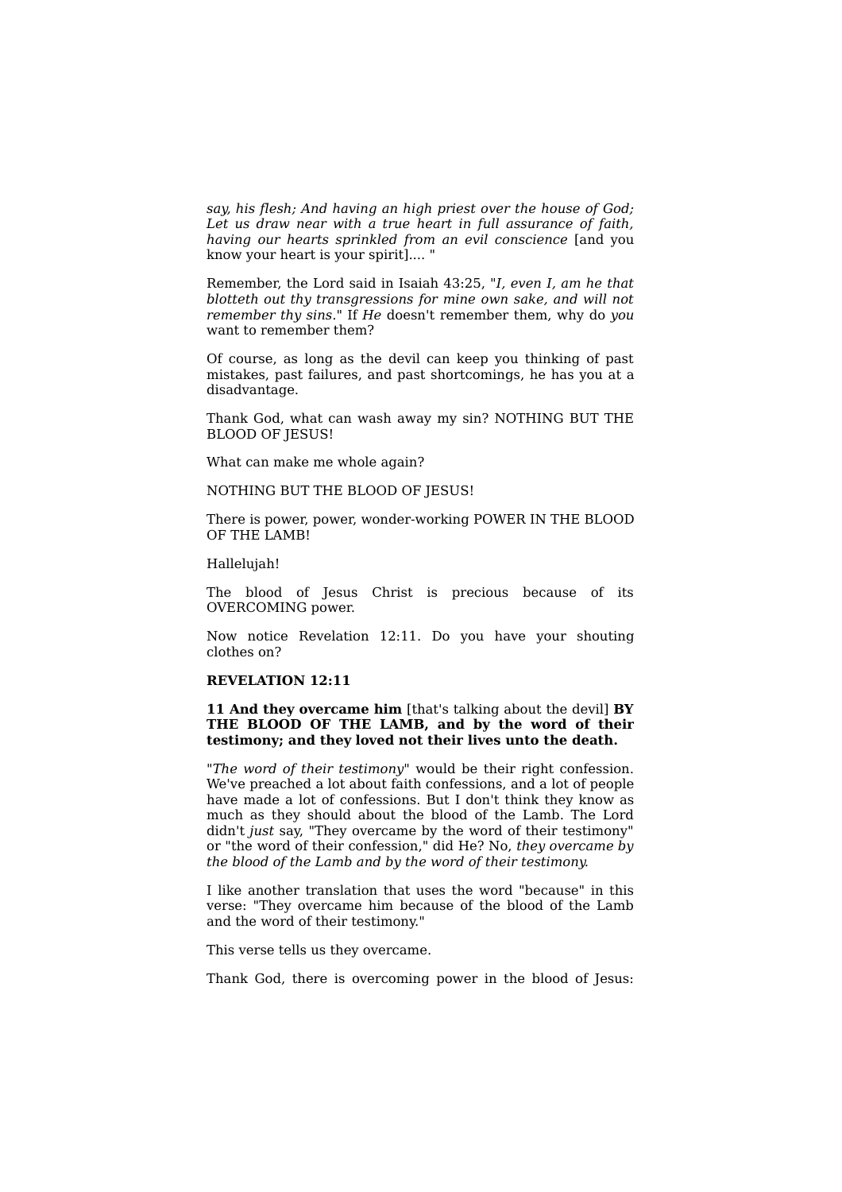*say, his flesh; And having an high priest over the house of God; Let us draw near with a true heart in full assurance of faith, having our hearts sprinkled from an evil conscience* [and you know your heart is your spirit].... "

Remember, the Lord said in Isaiah 43:25, "*I, even I, am he that blotteth out thy transgressions for mine own sake, and will not remember thy sins*." If *He* doesn't remember them, why do *you* want to remember them?

Of course, as long as the devil can keep you thinking of past mistakes, past failures, and past shortcomings, he has you at a disadvantage.

Thank God, what can wash away my sin? NOTHING BUT THE BLOOD OF JESUS!

What can make me whole again?

NOTHING BUT THE BLOOD OF JESUS!

There is power, power, wonder-working POWER IN THE BLOOD OF THE LAMB!

Hallelujah!

The blood of Jesus Christ is precious because of its OVERCOMING power.

Now notice Revelation 12:11. Do you have your shouting clothes on?

**REVELATION 12:11**

**11 And they overcame him** [that's talking about the devil] **BY THE BLOOD OF THE LAMB, and by the word of their testimony; and they loved not their lives unto the death.**

"*The word of their testimony*" would be their right confession. We've preached a lot about faith confessions, and a lot of people have made a lot of confessions. But I don't think they know as much as they should about the blood of the Lamb. The Lord didn't *just* say, "They overcame by the word of their testimony" or "the word of their confession," did He? No, *they overcame by the blood of the Lamb and by the word of their testimony.*

I like another translation that uses the word "because" in this verse: "They overcame him because of the blood of the Lamb and the word of their testimony."

This verse tells us they overcame.

Thank God, there is overcoming power in the blood of Jesus: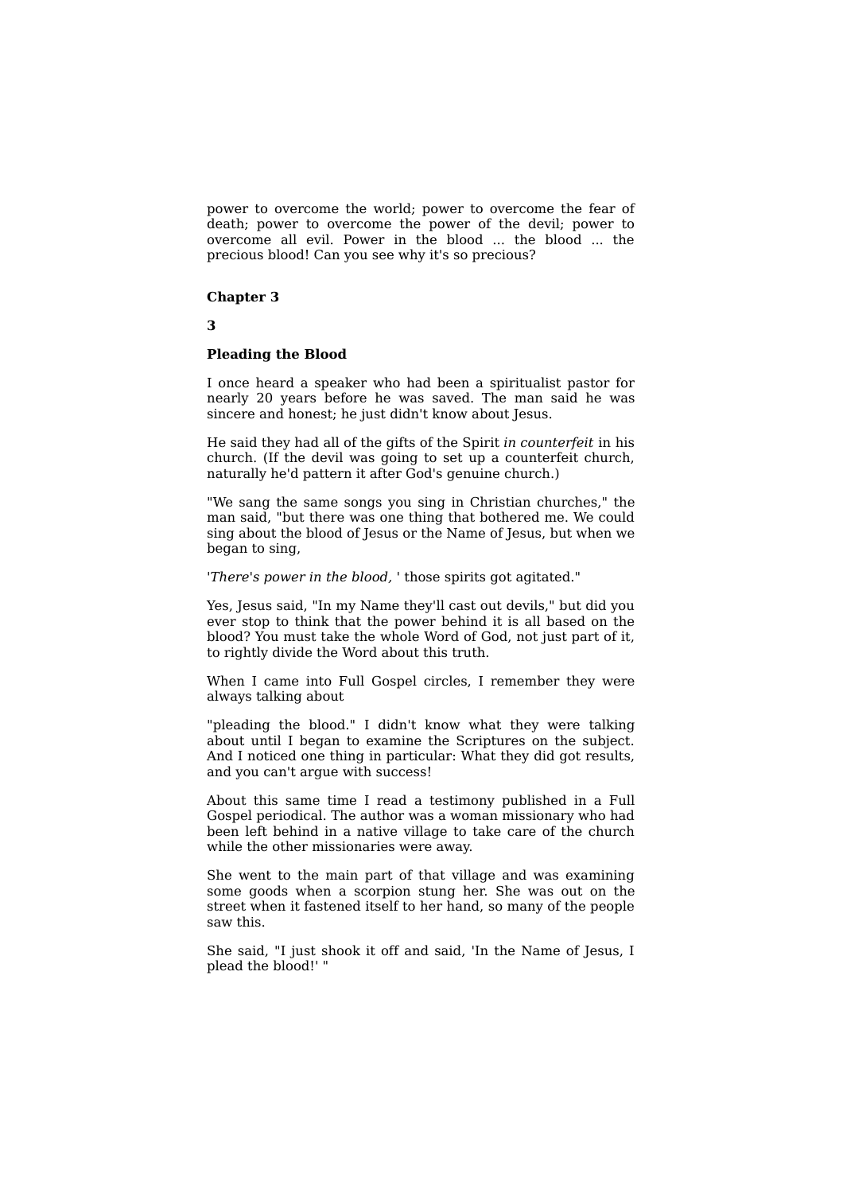power to overcome the world; power to overcome the fear of death; power to overcome the power of the devil; power to overcome all evil. Power in the blood ... the blood ... the precious blood! Can you see why it's so precious?

## Chapter 3

**3**

### Pleading the Blood

I once heard a speaker who had been a spiritualist pastor for nearly 20 years before he was saved. The man said he was sincere and honest; he just didn't know about Jesus.

He said they had all of the gifts of the Spirit *in counterfeit* in his church. (If the devil was going to set up a counterfeit church, naturally he'd pattern it after God's genuine church.)

"We sang the same songs you sing in Christian churches," the man said, "but there was one thing that bothered me. We could sing about the blood of Jesus or the Name of Jesus, but when we began to sing,

'*There's power in the blood,* ' those spirits got agitated."

Yes, Jesus said, "In my Name they'll cast out devils," but did you ever stop to think that the power behind it is all based on the blood? You must take the whole Word of God, not just part of it, to rightly divide the Word about this truth.

When I came into Full Gospel circles, I remember they were always talking about

"pleading the blood." I didn't know what they were talking about until I began to examine the Scriptures on the subject. And I noticed one thing in particular: What they did got results, and you can't argue with success!

About this same time I read a testimony published in a Full Gospel periodical. The author was a woman missionary who had been left behind in a native village to take care of the church while the other missionaries were away.

She went to the main part of that village and was examining some goods when a scorpion stung her. She was out on the street when it fastened itself to her hand, so many of the people saw this.

She said, "I just shook it off and said, 'In the Name of Jesus, I plead the blood!' "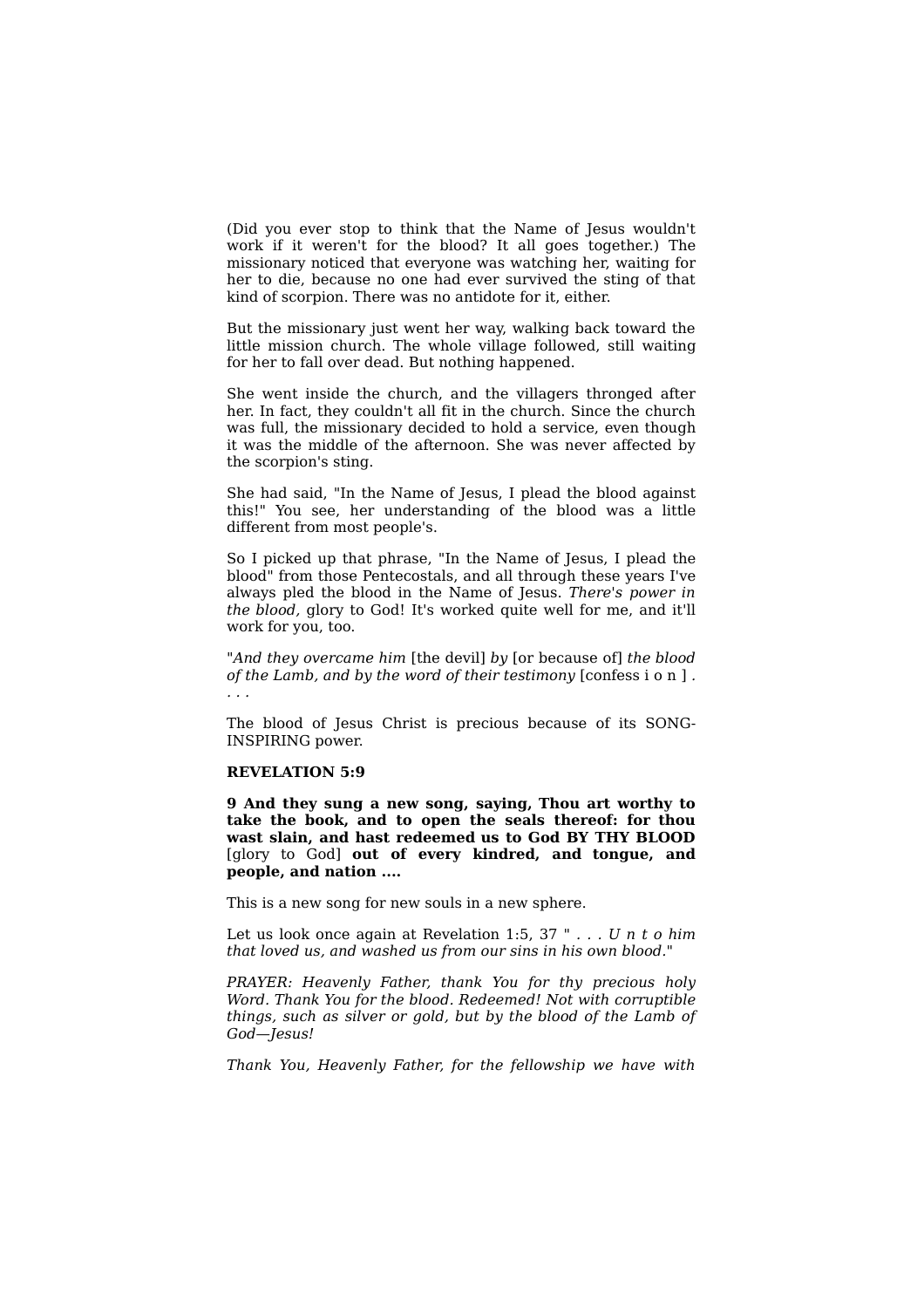(Did you ever stop to think that the Name of Jesus wouldn't work if it weren't for the blood? It all goes together.) The missionary noticed that everyone was watching her, waiting for her to die, because no one had ever survived the sting of that kind of scorpion. There was no antidote for it, either.

But the missionary just went her way, walking back toward the little mission church. The whole village followed, still waiting for her to fall over dead. But nothing happened.

She went inside the church, and the villagers thronged after her. In fact, they couldn't all fit in the church. Since the church was full, the missionary decided to hold a service, even though it was the middle of the afternoon. She was never affected by the scorpion's sting.

She had said, "In the Name of Jesus, I plead the blood against this!" You see, her understanding of the blood was a little different from most people's.

So I picked up that phrase, "In the Name of Jesus, I plead the blood" from those Pentecostals, and all through these years I've always pled the blood in the Name of Jesus. *There's power in the blood,* glory to God! It's worked quite well for me, and it'll work for you, too.

"*And they overcame him* [the devil] *by* [or because of] *the blood of the Lamb, and by the word of their testimony* [confess i o n ] . . . .

The blood of Jesus Christ is precious because of its SONG-INSPIRING power.

**REVELATION 5:9**

**9 And they sung a new song, saying, Thou art worthy to take the book, and to open the seals thereof: for thou wast slain, and hast redeemed us to God BY THY BLOOD** [glory to God] **out of every kindred, and tongue, and people, and nation ....**

This is a new song for new souls in a new sphere.

Let us look once again at Revelation 1:5, 37 " . . . *U n t o him that loved us, and washed us from our sins in his own blood*."

*PRAYER: Heavenly Father, thank You for thy precious holy Word. Thank You for the blood. Redeemed! Not with corruptible things, such as silver or gold, but by the blood of the Lamb of God—Jesus!*

*Thank You, Heavenly Father, for the fellowship we have with*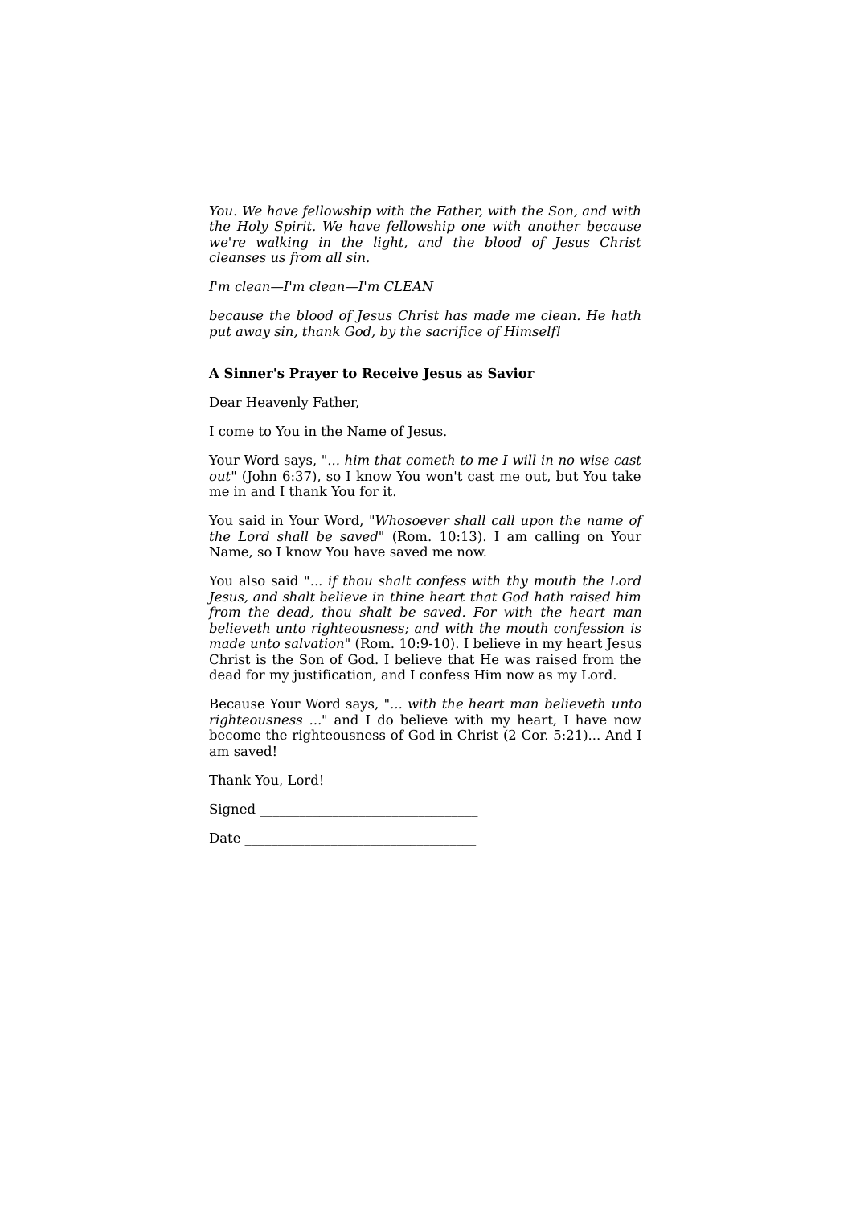*You. We have fellowship with the Father, with the Son, and with the Holy Spirit. We have fellowship one with another because we're walking in the light, and the blood of Jesus Christ cleanses us from all sin.*

*I'm clean—I'm clean—I'm CLEAN*

*because the blood of Jesus Christ has made me clean. He hath put away sin, thank God, by the sacrifice of Himself!*

**A Sinner's Prayer to Receive Jesus as Savior**

Dear Heavenly Father,

I come to You in the Name of Jesus.

Your Word says, "*... him that cometh to me I will in no wise cast out*" (John 6:37), so I know You won't cast me out, but You take me in and I thank You for it.

You said in Your Word, "*Whosoever shall call upon the name of the Lord shall be saved*" (Rom. 10:13). I am calling on Your Name, so I know You have saved me now.

You also said "*... if thou shalt confess with thy mouth the Lord Jesus, and shalt believe in thine heart that God hath raised him from the dead, thou shalt be saved. For with the heart man believeth unto righteousness; and with the mouth confession is made unto salvation*" (Rom. 10:9-10). I believe in my heart Jesus Christ is the Son of God. I believe that He was raised from the dead for my justification, and I confess Him now as my Lord.

Because Your Word says, "*... with the heart man believeth unto righteousness ...*" and I do believe with my heart, I have now become the righteousness of God in Christ (2 Cor. 5:21)... And I am saved!

Thank You, Lord!

Signed _______________________________

Date _________________________________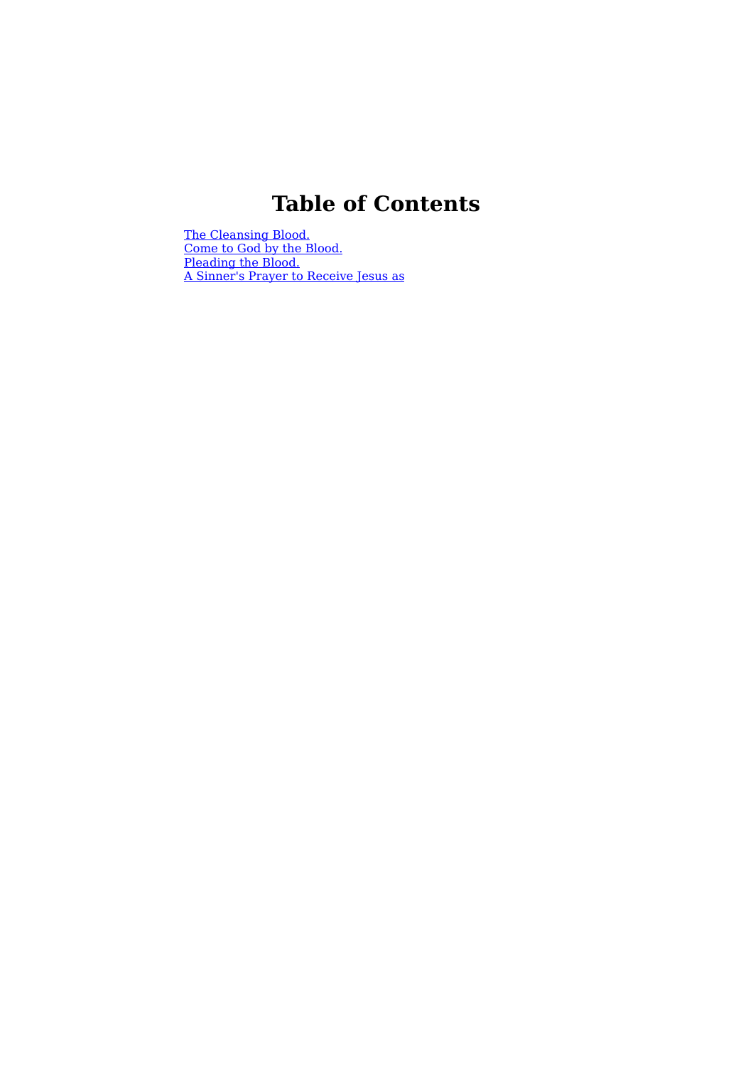# Table of Contents

The Cleansing Blood.
Come to God by the Blood.
Pleading the Blood.
A Sinner's Prayer to Receive Jesus as